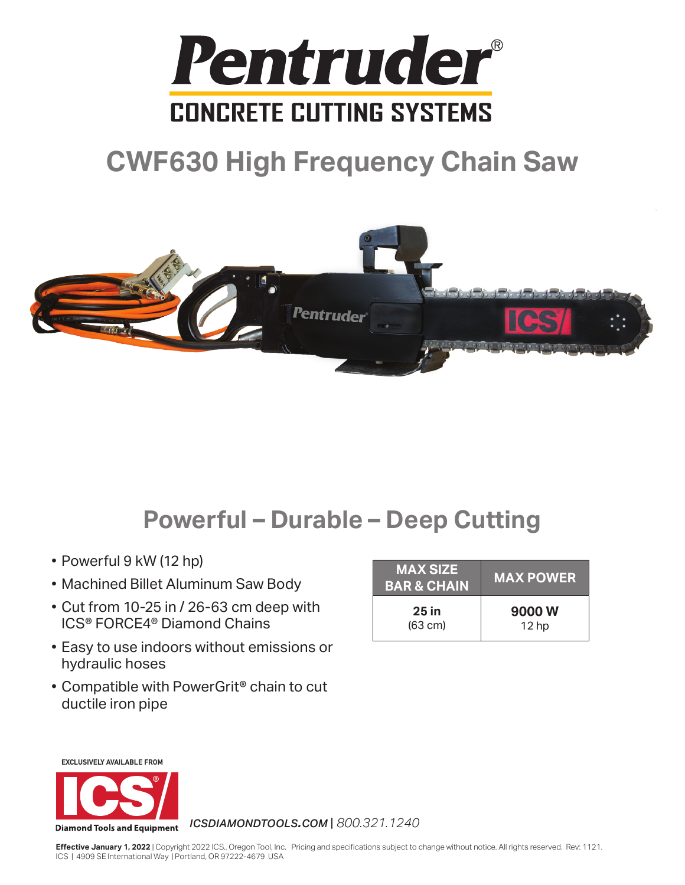# Pentruder®

## CONCRETE CUTTING SYSTEMS

# CWF630 High Frequency Chain Saw

## Powerful – Durable – Deep Cutting

- Powerful 9 kW (12 hp)
- Machined Billet Aluminum Saw Body
- Cut from 10-25 in / 26-63 cm deep with ICS® FORCE4® Diamond Chains
- Easy to use indoors without emissions or hydraulic hoses
- Compatible with PowerGrit® chain to cut ductile iron pipe

| MAX SIZE BAR & CHAIN | MAX POWER |
| --- | --- |
| **25 in** (63 cm) | **9000 W** 12 hp |

**EXCLUSIVELY AVAILABLE FROM**

ICS® Diamond Tools and Equipment

*ICSDIAMONDTOOLS.COM* | *800.321.1240*

**Effective January 1, 2022** | Copyright 2022 ICS., Oregon Tool, Inc. Pricing and specifications subject to change without notice. All rights reserved. Rev: 1121.
ICS | 4909 SE International Way | Portland, OR 97222-4679 USA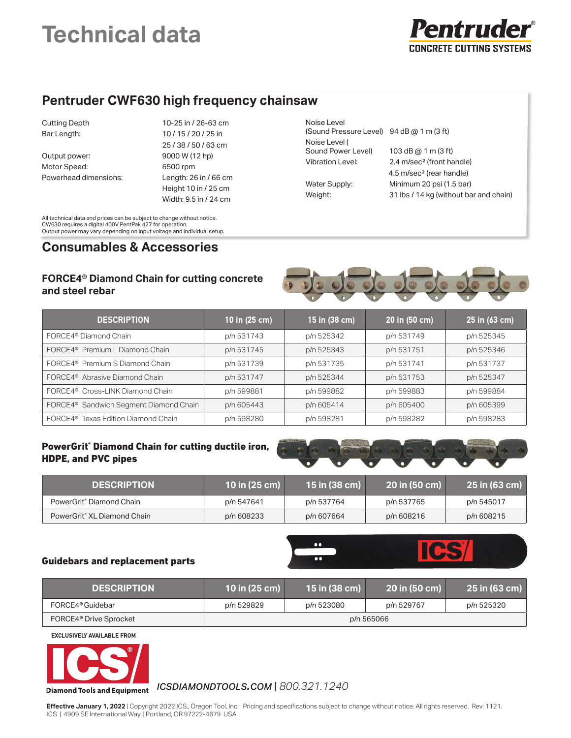# Technical data

Pentruder® CONCRETE CUTTING SYSTEMS

## Pentruder CWF630 high frequency chainsaw

| | |
|---|---|
| Cutting Depth | 10-25 in / 26-63 cm |
| Bar Length: | 10 / 15 / 20 / 25 in<br>25 / 38 / 50 / 63 cm |
| Output power: | 9000 W (12 hp) |
| Motor Speed: | 6500 rpm |
| Powerhead dimensions: | Length: 26 in / 66 cm<br>Height 10 in / 25 cm<br>Width: 9.5 in / 24 cm |
| Noise Level (Sound Pressure Level) | 94 dB @ 1 m (3 ft) |
| Noise Level ( Sound Power Level) | 103 dB @ 1 m (3 ft) |
| Vibration Level: | 2.4 m/sec² (front handle)<br>4.5 m/sec² (rear handle) |
| Water Supply: | Minimum 20 psi (1.5 bar) |
| Weight: | 31 lbs / 14 kg (without bar and chain) |

All technical data and prices can be subject to change without notice.
CW630 requires a digital 400V PentPak 427 for operation.
Output power may vary depending on input voltage and individual setup.

## Consumables & Accessories

### FORCE4® Diamond Chain for cutting concrete and steel rebar

| DESCRIPTION | 10 in (25 cm) | 15 in (38 cm) | 20 in (50 cm) | 25 in (63 cm) |
|---|---|---|---|---|
| FORCE4® Diamond Chain | p/n 531743 | p/n 525342 | p/n 531749 | p/n 525345 |
| FORCE4® Premium L Diamond Chain | p/n 531745 | p/n 525343 | p/n 531751 | p/n 525346 |
| FORCE4® Premium S Diamond Chain | p/n 531739 | p/n 531735 | p/n 531741 | p/n 531737 |
| FORCE4® Abrasive Diamond Chain | p/n 531747 | p/n 525344 | p/n 531753 | p/n 525347 |
| FORCE4® Cross-LINK Diamond Chain | p/n 599881 | p/n 599882 | p/n 599883 | p/n 599884 |
| FORCE4® Sandwich Segment Diamond Chain | p/n 605443 | p/n 605414 | p/n 605400 | p/n 605399 |
| FORCE4® Texas Edition Diamond Chain | p/n 598280 | p/n 598281 | p/n 598282 | p/n 598283 |

### PowerGrit® Diamond Chain for cutting ductile iron, HDPE, and PVC pipes

| DESCRIPTION | 10 in (25 cm) | 15 in (38 cm) | 20 in (50 cm) | 25 in (63 cm) |
|---|---|---|---|---|
| PowerGrit® Diamond Chain | p/n 547641 | p/n 537764 | p/n 537765 | p/n 545017 |
| PowerGrit® XL Diamond Chain | p/n 608233 | p/n 607664 | p/n 608216 | p/n 608215 |

### Guidebars and replacement parts

| DESCRIPTION | 10 in (25 cm) | 15 in (38 cm) | 20 in (50 cm) | 25 in (63 cm) |
|---|---|---|---|---|
| FORCE4® Guidebar | p/n 529829 | p/n 523080 | p/n 529767 | p/n 525320 |
| FORCE4® Drive Sprocket | p/n 565066 | | | |

EXCLUSIVELY AVAILABLE FROM

ICS® Diamond Tools and Equipment

*ICSDIAMONDTOOLS.COM* | *800.321.1240*

**Effective January 1, 2022** | Copyright 2022 ICS, Oregon Tool, Inc. Pricing and specifications subject to change without notice. All rights reserved. Rev: 1121.
ICS | 4909 SE International Way | Portland, OR 97222-4679 USA